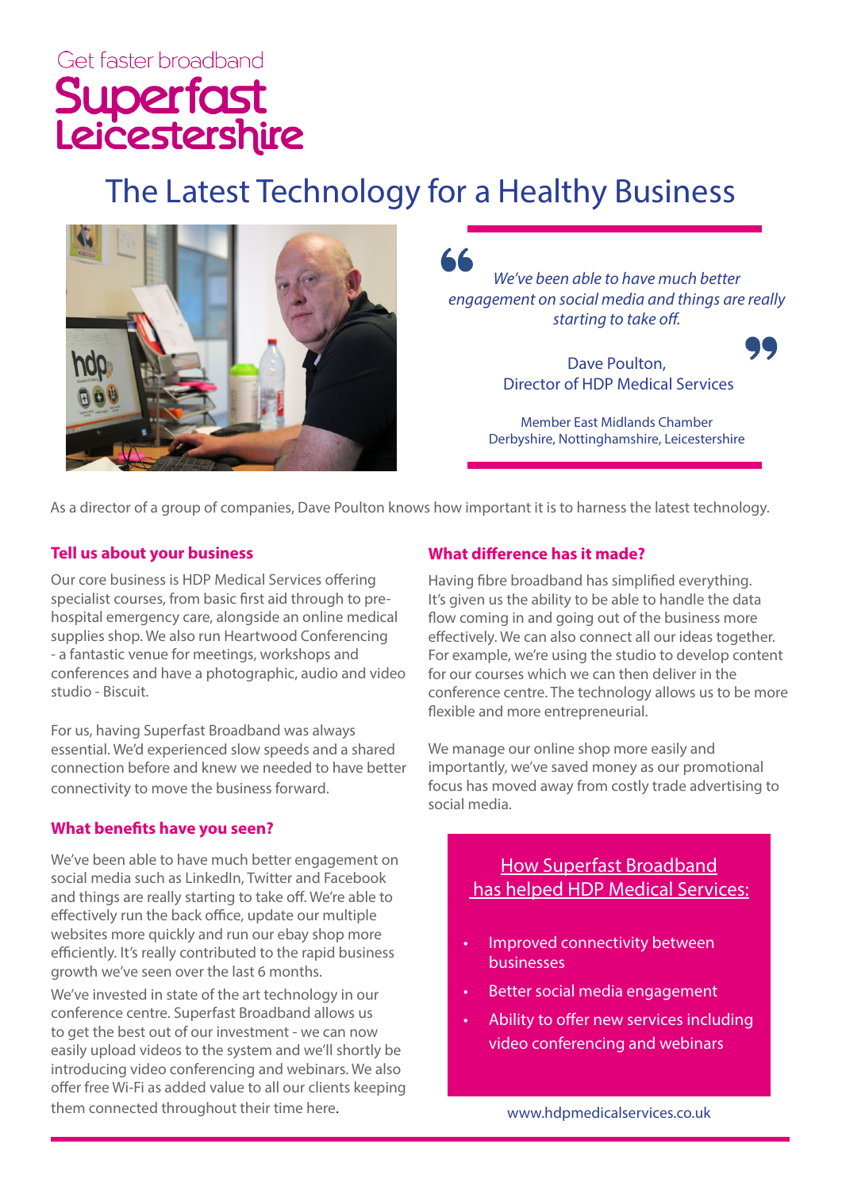Get faster broadband

**Superfast Leicestershire**

# The Latest Technology for a Healthy Business

> *We've been able to have much better engagement on social media and things are really starting to take off.*
>
> Dave Poulton,
> Director of HDP Medical Services
>
> Member East Midlands Chamber
> Derbyshire, Nottinghamshire, Leicestershire

As a director of a group of companies, Dave Poulton knows how important it is to harness the latest technology.

## Tell us about your business

Our core business is HDP Medical Services offering specialist courses, from basic first aid through to pre-hospital emergency care, alongside an online medical supplies shop. We also run Heartwood Conferencing - a fantastic venue for meetings, workshops and conferences and have a photographic, audio and video studio - Biscuit.

For us, having Superfast Broadband was always essential. We'd experienced slow speeds and a shared connection before and knew we needed to have better connectivity to move the business forward.

## What benefits have you seen?

We've been able to have much better engagement on social media such as LinkedIn, Twitter and Facebook and things are really starting to take off. We're able to effectively run the back office, update our multiple websites more quickly and run our ebay shop more efficiently. It's really contributed to the rapid business growth we've seen over the last 6 months.

We've invested in state of the art technology in our conference centre. Superfast Broadband allows us to get the best out of our investment - we can now easily upload videos to the system and we'll shortly be introducing video conferencing and webinars. We also offer free Wi-Fi as added value to all our clients keeping them connected throughout their time here.

## What difference has it made?

Having fibre broadband has simplified everything. It's given us the ability to be able to handle the data flow coming in and going out of the business more effectively. We can also connect all our ideas together. For example, we're using the studio to develop content for our courses which we can then deliver in the conference centre. The technology allows us to be more flexible and more entrepreneurial.

We manage our online shop more easily and importantly, we've saved money as our promotional focus has moved away from costly trade advertising to social media.

### How Superfast Broadband has helped HDP Medical Services:

- Improved connectivity between businesses
- Better social media engagement
- Ability to offer new services including video conferencing and webinars

www.hdpmedicalservices.co.uk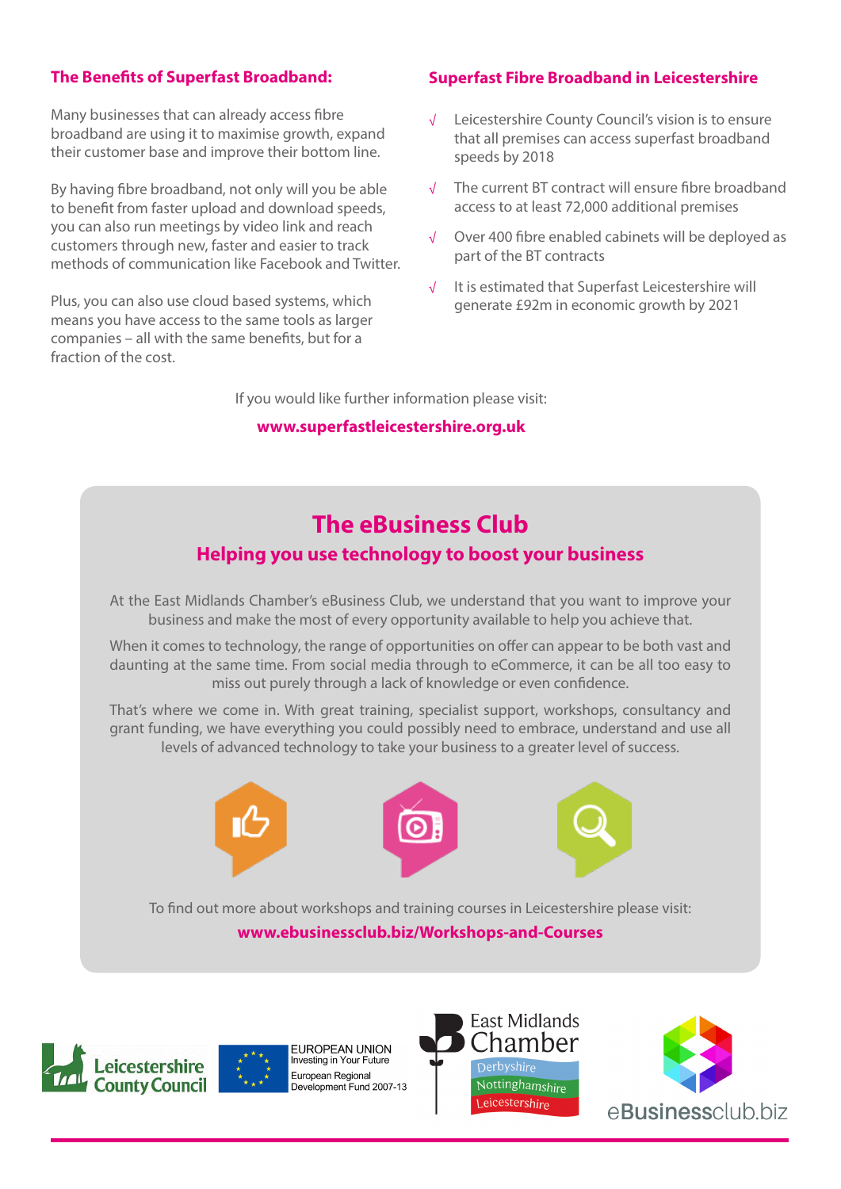## The Benefits of Superfast Broadband:

Many businesses that can already access fibre broadband are using it to maximise growth, expand their customer base and improve their bottom line.

By having fibre broadband, not only will you be able to benefit from faster upload and download speeds, you can also run meetings by video link and reach customers through new, faster and easier to track methods of communication like Facebook and Twitter.

Plus, you can also use cloud based systems, which means you have access to the same tools as larger companies – all with the same benefits, but for a fraction of the cost.

## Superfast Fibre Broadband in Leicestershire

- √ Leicestershire County Council's vision is to ensure that all premises can access superfast broadband speeds by 2018
- √ The current BT contract will ensure fibre broadband access to at least 72,000 additional premises
- √ Over 400 fibre enabled cabinets will be deployed as part of the BT contracts
- √ It is estimated that Superfast Leicestershire will generate £92m in economic growth by 2021

If you would like further information please visit:

**www.superfastleicestershire.org.uk**

# The eBusiness Club

### Helping you use technology to boost your business

At the East Midlands Chamber's eBusiness Club, we understand that you want to improve your business and make the most of every opportunity available to help you achieve that.

When it comes to technology, the range of opportunities on offer can appear to be both vast and daunting at the same time. From social media through to eCommerce, it can be all too easy to miss out purely through a lack of knowledge or even confidence.

That's where we come in. With great training, specialist support, workshops, consultancy and grant funding, we have everything you could possibly need to embrace, understand and use all levels of advanced technology to take your business to a greater level of success.

To find out more about workshops and training courses in Leicestershire please visit:

**www.ebusinessclub.biz/Workshops-and-Courses**

Leicestershire County Council

EUROPEAN UNION
Investing in Your Future
European Regional Development Fund 2007-13

East Midlands Chamber
Derbyshire
Nottinghamshire
Leicestershire

eBusinessclub.biz